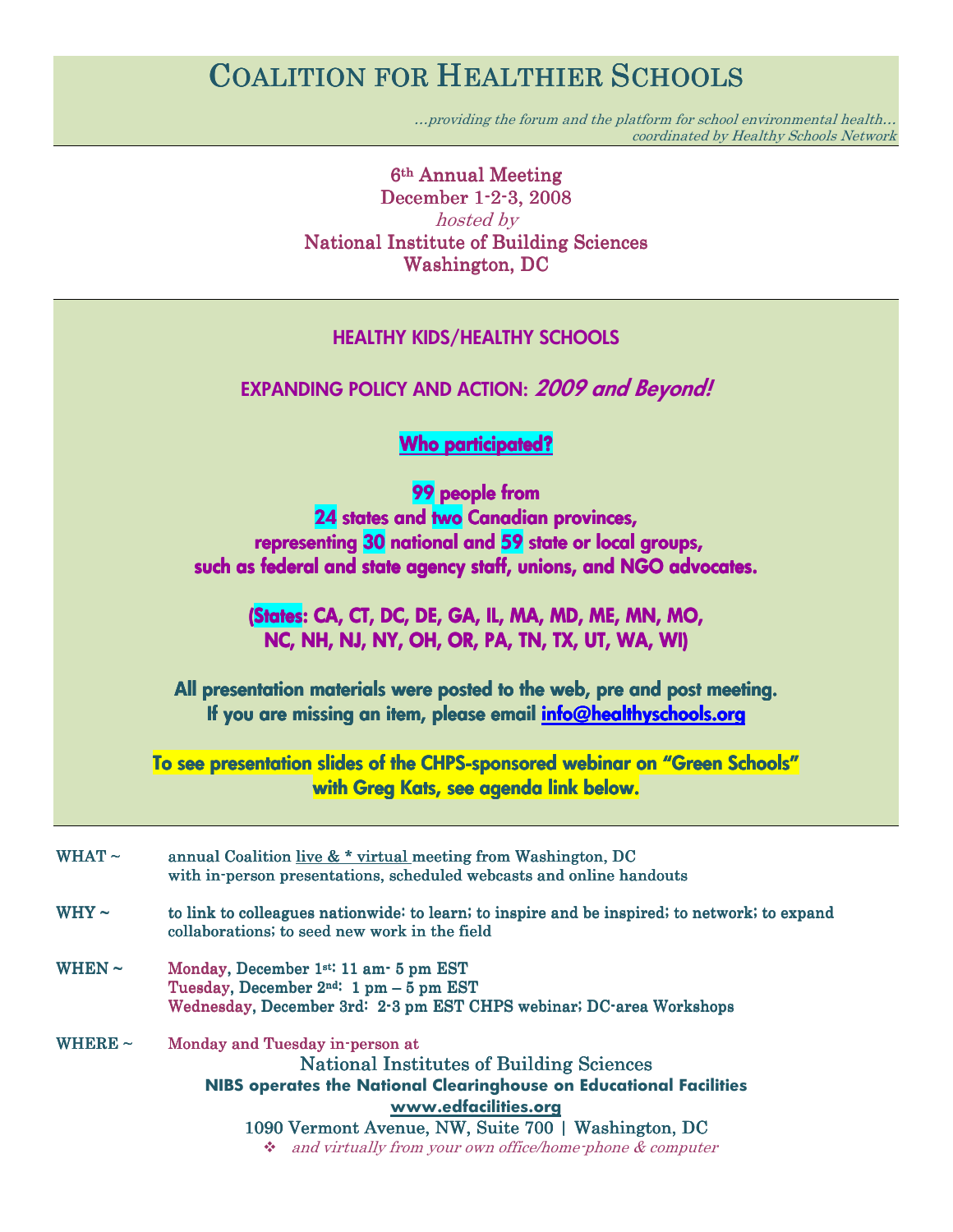# Coalition for Healthier Schools

*...providing the forum and the platform for school environmental health...*
*coordinated by Healthy Schools Network*

6th Annual Meeting
December 1-2-3, 2008
*hosted by*
National Institute of Building Sciences
Washington, DC

## HEALTHY KIDS/HEALTHY SCHOOLS

## EXPANDING POLICY AND ACTION: *2009 and Beyond!*

**Who participated?**

**99 people from**
**24 states and two Canadian provinces,**
**representing 30 national and 59 state or local groups,**
**such as federal and state agency staff, unions, and NGO advocates.**

**(States: CA, CT, DC, DE, GA, IL, MA, MD, ME, MN, MO, NC, NH, NJ, NY, OH, OR, PA, TN, TX, UT, WA, WI)**

**All presentation materials were posted to the web, pre and post meeting.**
**If you are missing an item, please email info@healthyschools.org**

**To see presentation slides of the CHPS-sponsored webinar on "Green Schools" with Greg Kats, see agenda link below.**

WHAT ~ annual Coalition live & * virtual meeting from Washington, DC with in-person presentations, scheduled webcasts and online handouts

WHY ~ to link to colleagues nationwide; to learn; to inspire and be inspired; to network; to expand collaborations; to seed new work in the field

WHEN ~ Monday, December 1st: 11 am- 5 pm EST
Tuesday, December 2nd: 1 pm – 5 pm EST
Wednesday, December 3rd: 2-3 pm EST CHPS webinar; DC-area Workshops

WHERE ~ Monday and Tuesday in-person at

National Institutes of Building Sciences
**NIBS operates the National Clearinghouse on Educational Facilities**
**www.edfacilities.org**
1090 Vermont Avenue, NW, Suite 700 | Washington, DC

- *and virtually from your own office/home-phone & computer*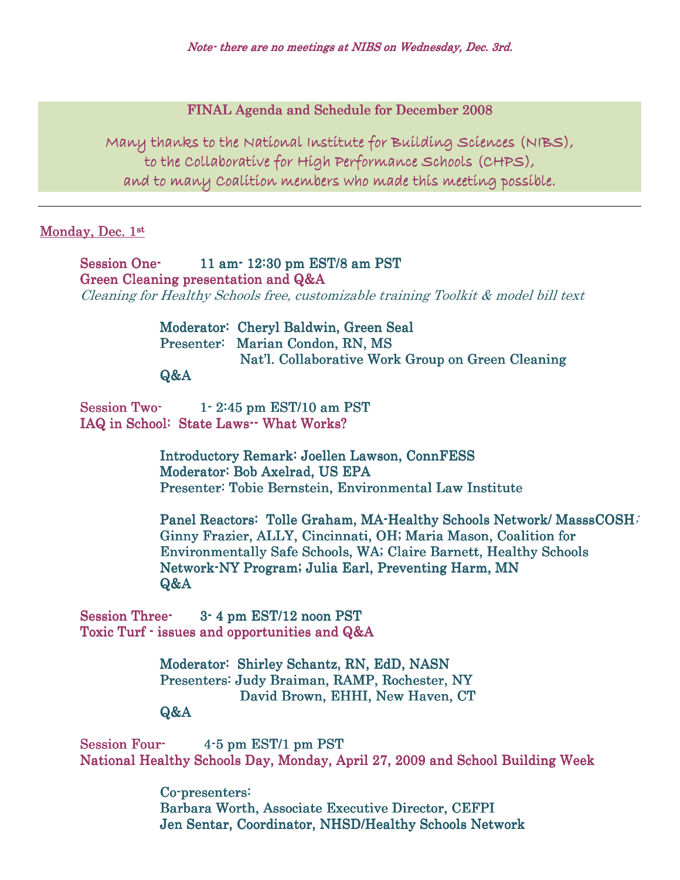*Note- there are no meetings at NIBS on Wednesday, Dec. 3rd.*

**FINAL Agenda and Schedule for December 2008**

Many thanks to the National Institute for Building Sciences (NIBS),
to the Collaborative for High Performance Schools (CHPS),
and to many Coalition members who made this meeting possible.

---

## Monday, Dec. 1st

**Session One- 11 am- 12:30 pm EST/8 am PST**
**Green Cleaning presentation and Q&A**
*Cleaning for Healthy Schools free, customizable training Toolkit & model bill text*

Moderator: Cheryl Baldwin, Green Seal
Presenter: Marian Condon, RN, MS
Nat'l. Collaborative Work Group on Green Cleaning
Q&A

**Session Two- 1- 2:45 pm EST/10 am PST**
**IAQ in School: State Laws-- What Works?**

Introductory Remark: Joellen Lawson, ConnFESS
Moderator: Bob Axelrad, US EPA
Presenter: Tobie Bernstein, Environmental Law Institute

Panel Reactors: Tolle Graham, MA-Healthy Schools Network/ MasssCOSH; Ginny Frazier, ALLY, Cincinnati, OH; Maria Mason, Coalition for Environmentally Safe Schools, WA; Claire Barnett, Healthy Schools Network-NY Program; Julia Earl, Preventing Harm, MN
Q&A

**Session Three- 3- 4 pm EST/12 noon PST**
**Toxic Turf - issues and opportunities and Q&A**

Moderator: Shirley Schantz, RN, EdD, NASN
Presenters: Judy Braiman, RAMP, Rochester, NY
David Brown, EHHI, New Haven, CT
Q&A

**Session Four- 4-5 pm EST/1 pm PST**
**National Healthy Schools Day, Monday, April 27, 2009 and School Building Week**

Co-presenters:
Barbara Worth, Associate Executive Director, CEFPI
Jen Sentar, Coordinator, NHSD/Healthy Schools Network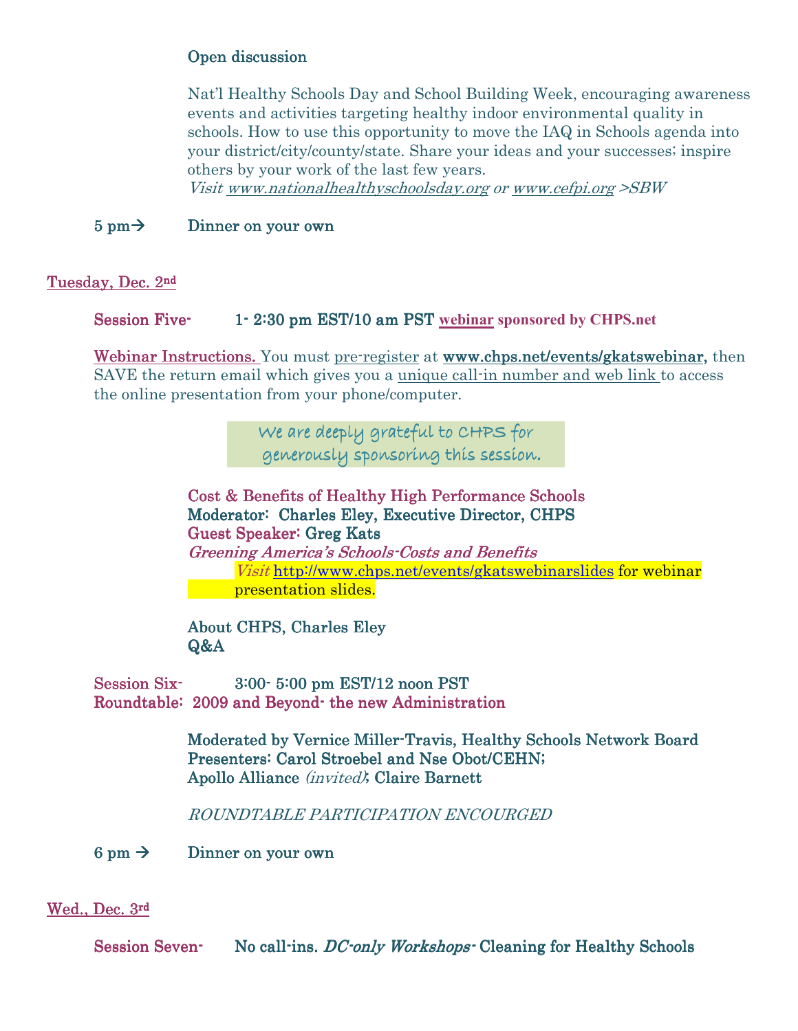**Open discussion**

Nat'l Healthy Schools Day and School Building Week, encouraging awareness events and activities targeting healthy indoor environmental quality in schools. How to use this opportunity to move the IAQ in Schools agenda into your district/city/county/state. Share your ideas and your successes; inspire others by your work of the last few years.
*Visit www.nationalhealthyschoolsday.org or www.cefpi.org >SBW*

**5 pm→** Dinner on your own

## Tuesday, Dec. 2nd

**Session Five-** 1- 2:30 pm EST/10 am PST **webinar sponsored by CHPS.net**

Webinar Instructions. You must pre-register at **www.chps.net/events/gkatswebinar,** then SAVE the return email which gives you a unique call-in number and web link to access the online presentation from your phone/computer.

*We are deeply grateful to CHPS for generously sponsoring this session.*

**Cost & Benefits of Healthy High Performance Schools**
**Moderator: Charles Eley, Executive Director, CHPS**
**Guest Speaker: Greg Kats**
***Greening America's Schools-Costs and Benefits***
*Visit* http://www.chps.net/events/gkatswebinarslides for webinar presentation slides.

**About CHPS, Charles Eley**
**Q&A**

**Session Six-** 3:00- 5:00 pm EST/12 noon PST
**Roundtable: 2009 and Beyond- the new Administration**

Moderated by Vernice Miller-Travis, Healthy Schools Network Board
Presenters: Carol Stroebel and Nse Obot/CEHN;
Apollo Alliance *(invited)*; Claire Barnett

*ROUNDTABLE PARTICIPATION ENCOURGED*

**6 pm →** Dinner on your own

## Wed., Dec. 3rd

**Session Seven-** No call-ins. *DC-only Workshops-* Cleaning for Healthy Schools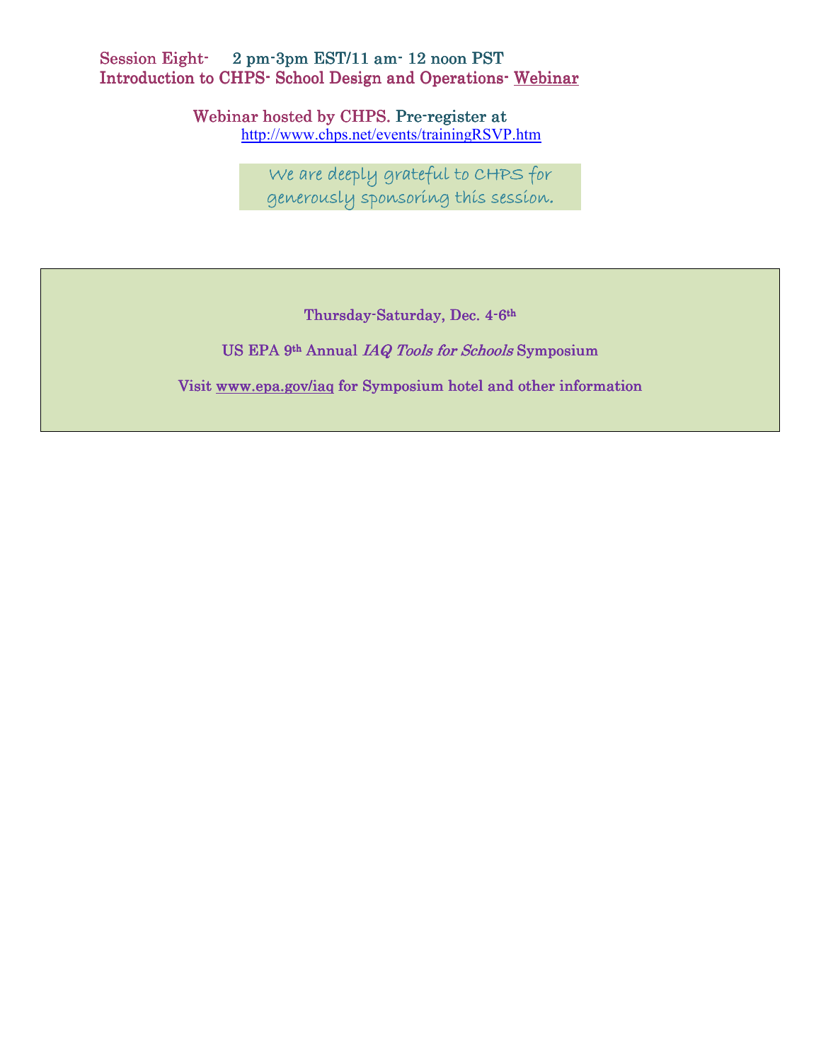**Session Eight-** 2 pm-3pm EST/11 am- 12 noon PST
**Introduction to CHPS- School Design and Operations- Webinar**

Webinar hosted by CHPS. Pre-register at
http://www.chps.net/events/trainingRSVP.htm

*We are deeply grateful to CHPS for generously sponsoring this session.*

**Thursday-Saturday, Dec. 4-6th**

**US EPA 9th Annual *IAQ Tools for Schools* Symposium**

**Visit www.epa.gov/iaq for Symposium hotel and other information**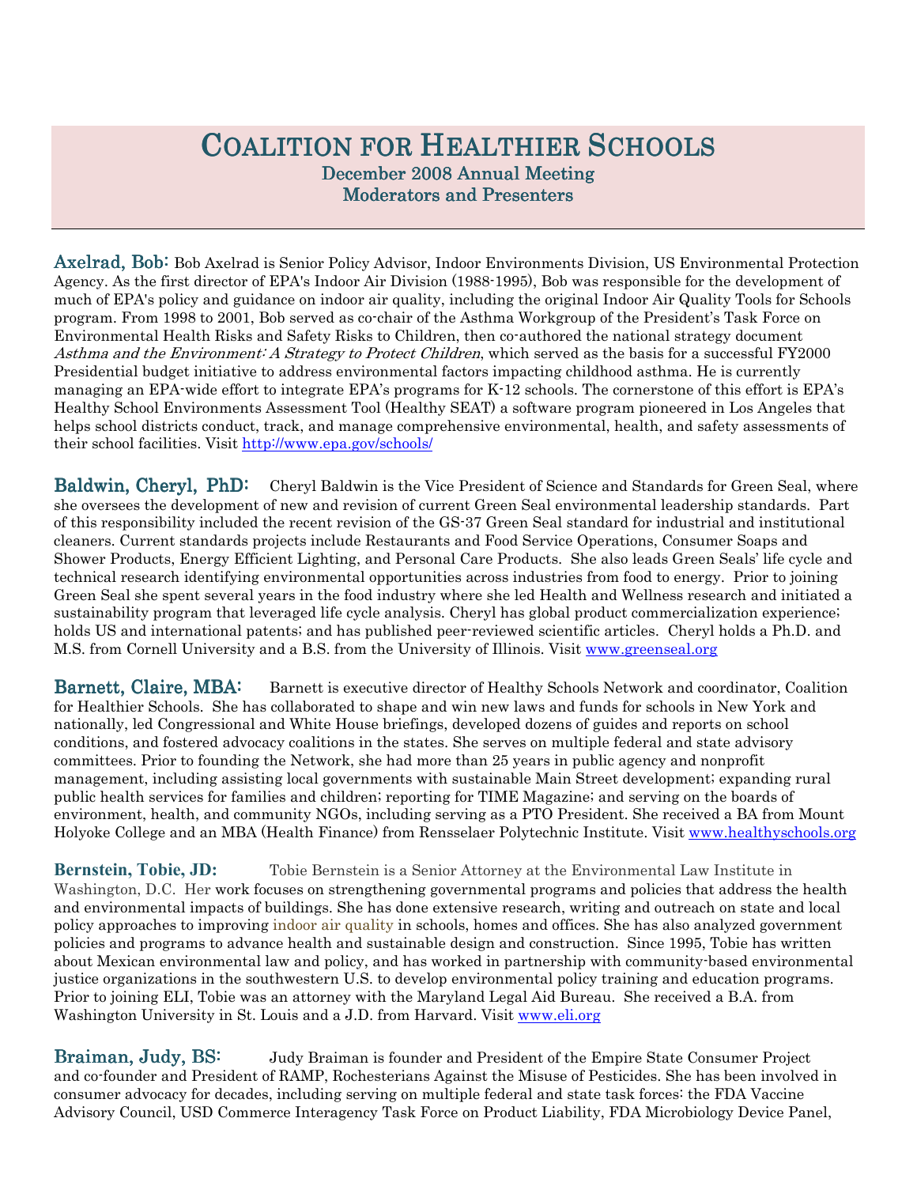# Coalition for Healthier Schools

## December 2008 Annual Meeting
## Moderators and Presenters

---

**Axelrad, Bob:** Bob Axelrad is Senior Policy Advisor, Indoor Environments Division, US Environmental Protection Agency. As the first director of EPA's Indoor Air Division (1988-1995), Bob was responsible for the development of much of EPA's policy and guidance on indoor air quality, including the original Indoor Air Quality Tools for Schools program. From 1998 to 2001, Bob served as co-chair of the Asthma Workgroup of the President's Task Force on Environmental Health Risks and Safety Risks to Children, then co-authored the national strategy document *Asthma and the Environment: A Strategy to Protect Children*, which served as the basis for a successful FY2000 Presidential budget initiative to address environmental factors impacting childhood asthma. He is currently managing an EPA-wide effort to integrate EPA's programs for K-12 schools. The cornerstone of this effort is EPA's Healthy School Environments Assessment Tool (Healthy SEAT) a software program pioneered in Los Angeles that helps school districts conduct, track, and manage comprehensive environmental, health, and safety assessments of their school facilities. Visit http://www.epa.gov/schools/

**Baldwin, Cheryl, PhD:** Cheryl Baldwin is the Vice President of Science and Standards for Green Seal, where she oversees the development of new and revision of current Green Seal environmental leadership standards. Part of this responsibility included the recent revision of the GS-37 Green Seal standard for industrial and institutional cleaners. Current standards projects include Restaurants and Food Service Operations, Consumer Soaps and Shower Products, Energy Efficient Lighting, and Personal Care Products. She also leads Green Seals' life cycle and technical research identifying environmental opportunities across industries from food to energy. Prior to joining Green Seal she spent several years in the food industry where she led Health and Wellness research and initiated a sustainability program that leveraged life cycle analysis. Cheryl has global product commercialization experience; holds US and international patents; and has published peer-reviewed scientific articles. Cheryl holds a Ph.D. and M.S. from Cornell University and a B.S. from the University of Illinois. Visit www.greenseal.org

**Barnett, Claire, MBA:** Barnett is executive director of Healthy Schools Network and coordinator, Coalition for Healthier Schools. She has collaborated to shape and win new laws and funds for schools in New York and nationally, led Congressional and White House briefings, developed dozens of guides and reports on school conditions, and fostered advocacy coalitions in the states. She serves on multiple federal and state advisory committees. Prior to founding the Network, she had more than 25 years in public agency and nonprofit management, including assisting local governments with sustainable Main Street development; expanding rural public health services for families and children; reporting for TIME Magazine; and serving on the boards of environment, health, and community NGOs, including serving as a PTO President. She received a BA from Mount Holyoke College and an MBA (Health Finance) from Rensselaer Polytechnic Institute. Visit www.healthyschools.org

**Bernstein, Tobie, JD:** Tobie Bernstein is a Senior Attorney at the Environmental Law Institute in Washington, D.C. Her work focuses on strengthening governmental programs and policies that address the health and environmental impacts of buildings. She has done extensive research, writing and outreach on state and local policy approaches to improving indoor air quality in schools, homes and offices. She has also analyzed government policies and programs to advance health and sustainable design and construction. Since 1995, Tobie has written about Mexican environmental law and policy, and has worked in partnership with community-based environmental justice organizations in the southwestern U.S. to develop environmental policy training and education programs. Prior to joining ELI, Tobie was an attorney with the Maryland Legal Aid Bureau. She received a B.A. from Washington University in St. Louis and a J.D. from Harvard. Visit www.eli.org

**Braiman, Judy, BS:** Judy Braiman is founder and President of the Empire State Consumer Project and co-founder and President of RAMP, Rochesterians Against the Misuse of Pesticides. She has been involved in consumer advocacy for decades, including serving on multiple federal and state task forces: the FDA Vaccine Advisory Council, USD Commerce Interagency Task Force on Product Liability, FDA Microbiology Device Panel,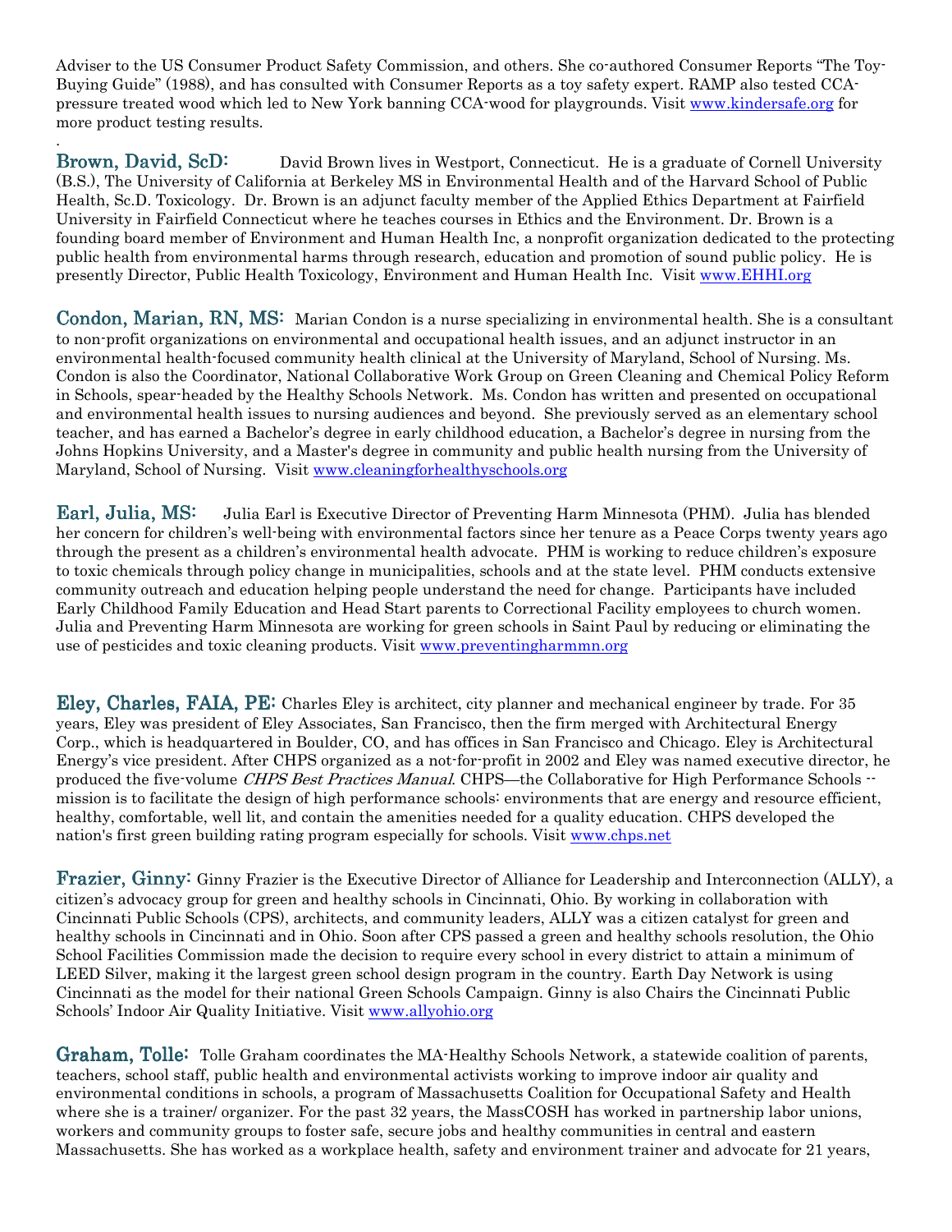Adviser to the US Consumer Product Safety Commission, and others. She co-authored Consumer Reports "The Toy-Buying Guide" (1988), and has consulted with Consumer Reports as a toy safety expert. RAMP also tested CCA-pressure treated wood which led to New York banning CCA-wood for playgrounds. Visit www.kindersafe.org for more product testing results.

.

**Brown, David, ScD:** David Brown lives in Westport, Connecticut. He is a graduate of Cornell University (B.S.), The University of California at Berkeley MS in Environmental Health and of the Harvard School of Public Health, Sc.D. Toxicology. Dr. Brown is an adjunct faculty member of the Applied Ethics Department at Fairfield University in Fairfield Connecticut where he teaches courses in Ethics and the Environment. Dr. Brown is a founding board member of Environment and Human Health Inc, a nonprofit organization dedicated to the protecting public health from environmental harms through research, education and promotion of sound public policy. He is presently Director, Public Health Toxicology, Environment and Human Health Inc. Visit www.EHHI.org

**Condon, Marian, RN, MS:** Marian Condon is a nurse specializing in environmental health. She is a consultant to non-profit organizations on environmental and occupational health issues, and an adjunct instructor in an environmental health-focused community health clinical at the University of Maryland, School of Nursing. Ms. Condon is also the Coordinator, National Collaborative Work Group on Green Cleaning and Chemical Policy Reform in Schools, spear-headed by the Healthy Schools Network. Ms. Condon has written and presented on occupational and environmental health issues to nursing audiences and beyond. She previously served as an elementary school teacher, and has earned a Bachelor's degree in early childhood education, a Bachelor's degree in nursing from the Johns Hopkins University, and a Master's degree in community and public health nursing from the University of Maryland, School of Nursing. Visit www.cleaningforhealthyschools.org

**Earl, Julia, MS:** Julia Earl is Executive Director of Preventing Harm Minnesota (PHM). Julia has blended her concern for children's well-being with environmental factors since her tenure as a Peace Corps twenty years ago through the present as a children's environmental health advocate. PHM is working to reduce children's exposure to toxic chemicals through policy change in municipalities, schools and at the state level. PHM conducts extensive community outreach and education helping people understand the need for change. Participants have included Early Childhood Family Education and Head Start parents to Correctional Facility employees to church women. Julia and Preventing Harm Minnesota are working for green schools in Saint Paul by reducing or eliminating the use of pesticides and toxic cleaning products. Visit www.preventingharmmn.org

**Eley, Charles, FAIA, PE:** Charles Eley is architect, city planner and mechanical engineer by trade. For 35 years, Eley was president of Eley Associates, San Francisco, then the firm merged with Architectural Energy Corp., which is headquartered in Boulder, CO, and has offices in San Francisco and Chicago. Eley is Architectural Energy's vice president. After CHPS organized as a not-for-profit in 2002 and Eley was named executive director, he produced the five-volume *CHPS Best Practices Manual*. CHPS—the Collaborative for High Performance Schools -- mission is to facilitate the design of high performance schools: environments that are energy and resource efficient, healthy, comfortable, well lit, and contain the amenities needed for a quality education. CHPS developed the nation's first green building rating program especially for schools. Visit www.chps.net

**Frazier, Ginny:** Ginny Frazier is the Executive Director of Alliance for Leadership and Interconnection (ALLY), a citizen's advocacy group for green and healthy schools in Cincinnati, Ohio. By working in collaboration with Cincinnati Public Schools (CPS), architects, and community leaders, ALLY was a citizen catalyst for green and healthy schools in Cincinnati and in Ohio. Soon after CPS passed a green and healthy schools resolution, the Ohio School Facilities Commission made the decision to require every school in every district to attain a minimum of LEED Silver, making it the largest green school design program in the country. Earth Day Network is using Cincinnati as the model for their national Green Schools Campaign. Ginny is also Chairs the Cincinnati Public Schools' Indoor Air Quality Initiative. Visit www.allyohio.org

**Graham, Tolle:** Tolle Graham coordinates the MA-Healthy Schools Network, a statewide coalition of parents, teachers, school staff, public health and environmental activists working to improve indoor air quality and environmental conditions in schools, a program of Massachusetts Coalition for Occupational Safety and Health where she is a trainer/ organizer. For the past 32 years, the MassCOSH has worked in partnership labor unions, workers and community groups to foster safe, secure jobs and healthy communities in central and eastern Massachusetts. She has worked as a workplace health, safety and environment trainer and advocate for 21 years,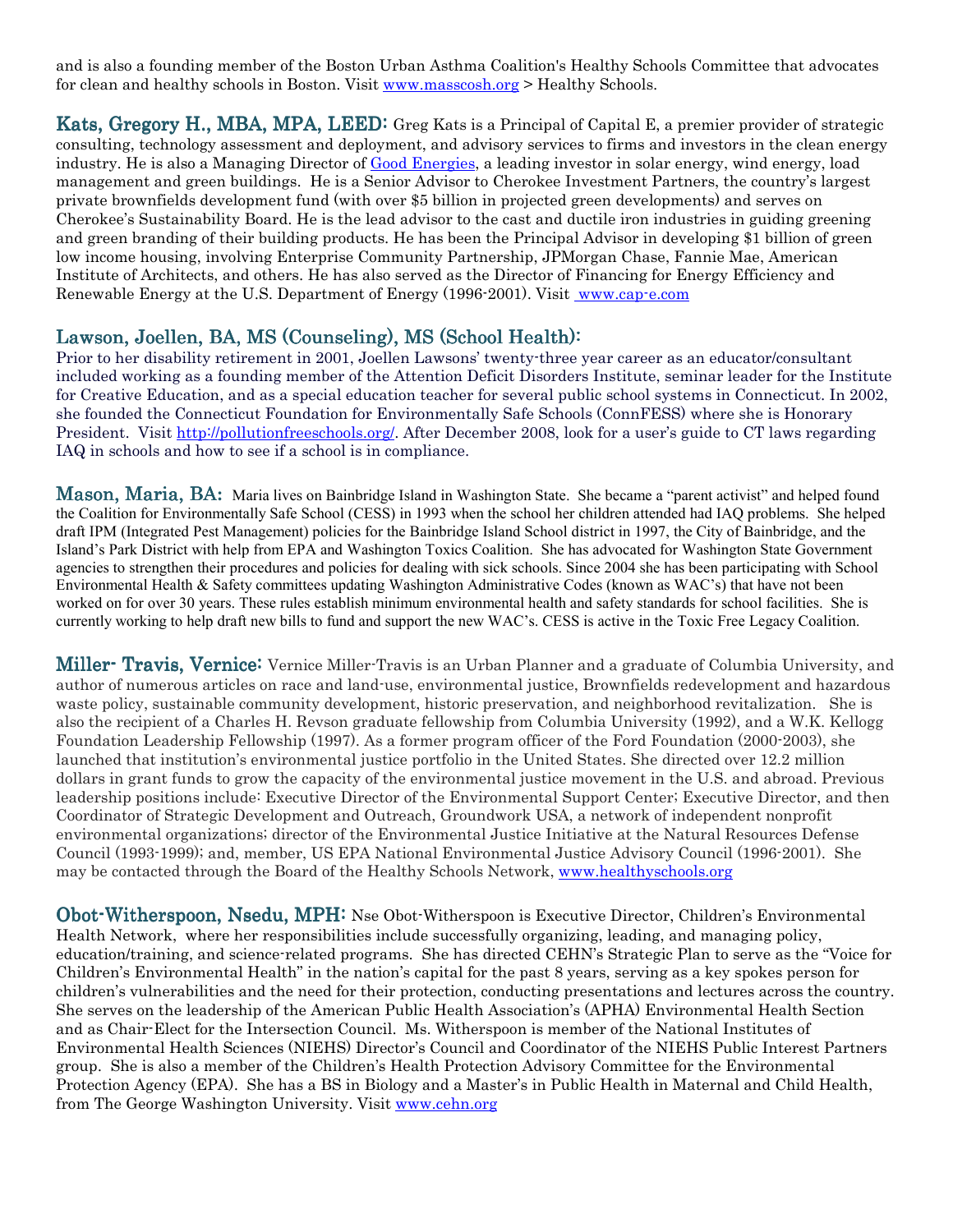and is also a founding member of the Boston Urban Asthma Coalition's Healthy Schools Committee that advocates for clean and healthy schools in Boston. Visit [www.masscosh.org](http://www.masscosh.org) > Healthy Schools.

**Kats, Gregory H., MBA, MPA, LEED:** Greg Kats is a Principal of Capital E, a premier provider of strategic consulting, technology assessment and deployment, and advisory services to firms and investors in the clean energy industry. He is also a Managing Director of [Good Energies](#), a leading investor in solar energy, wind energy, load management and green buildings. He is a Senior Advisor to Cherokee Investment Partners, the country's largest private brownfields development fund (with over $5 billion in projected green developments) and serves on Cherokee's Sustainability Board. He is the lead advisor to the cast and ductile iron industries in guiding greening and green branding of their building products. He has been the Principal Advisor in developing $1 billion of green low income housing, involving Enterprise Community Partnership, JPMorgan Chase, Fannie Mae, American Institute of Architects, and others. He has also served as the Director of Financing for Energy Efficiency and Renewable Energy at the U.S. Department of Energy (1996-2001). Visit [www.cap-e.com](http://www.cap-e.com)

**Lawson, Joellen, BA, MS (Counseling), MS (School Health):**
Prior to her disability retirement in 2001, Joellen Lawsons' twenty-three year career as an educator/consultant included working as a founding member of the Attention Deficit Disorders Institute, seminar leader for the Institute for Creative Education, and as a special education teacher for several public school systems in Connecticut. In 2002, she founded the Connecticut Foundation for Environmentally Safe Schools (ConnFESS) where she is Honorary President. Visit [http://pollutionfreeschools.org/](http://pollutionfreeschools.org/). After December 2008, look for a user's guide to CT laws regarding IAQ in schools and how to see if a school is in compliance.

**Mason, Maria, BA:** Maria lives on Bainbridge Island in Washington State. She became a "parent activist" and helped found the Coalition for Environmentally Safe School (CESS) in 1993 when the school her children attended had IAQ problems. She helped draft IPM (Integrated Pest Management) policies for the Bainbridge Island School district in 1997, the City of Bainbridge, and the Island's Park District with help from EPA and Washington Toxics Coalition. She has advocated for Washington State Government agencies to strengthen their procedures and policies for dealing with sick schools. Since 2004 she has been participating with School Environmental Health & Safety committees updating Washington Administrative Codes (known as WAC's) that have not been worked on for over 30 years. These rules establish minimum environmental health and safety standards for school facilities. She is currently working to help draft new bills to fund and support the new WAC's. CESS is active in the Toxic Free Legacy Coalition.

**Miller- Travis, Vernice:** Vernice Miller-Travis is an Urban Planner and a graduate of Columbia University, and author of numerous articles on race and land-use, environmental justice, Brownfields redevelopment and hazardous waste policy, sustainable community development, historic preservation, and neighborhood revitalization. She is also the recipient of a Charles H. Revson graduate fellowship from Columbia University (1992), and a W.K. Kellogg Foundation Leadership Fellowship (1997). As a former program officer of the Ford Foundation (2000-2003), she launched that institution's environmental justice portfolio in the United States. She directed over 12.2 million dollars in grant funds to grow the capacity of the environmental justice movement in the U.S. and abroad. Previous leadership positions include: Executive Director of the Environmental Support Center; Executive Director, and then Coordinator of Strategic Development and Outreach, Groundwork USA, a network of independent nonprofit environmental organizations; director of the Environmental Justice Initiative at the Natural Resources Defense Council (1993-1999); and, member, US EPA National Environmental Justice Advisory Council (1996-2001). She may be contacted through the Board of the Healthy Schools Network, [www.healthyschools.org](http://www.healthyschools.org)

**Obot-Witherspoon, Nsedu, MPH:** Nse Obot-Witherspoon is Executive Director, Children's Environmental Health Network, where her responsibilities include successfully organizing, leading, and managing policy, education/training, and science-related programs. She has directed CEHN's Strategic Plan to serve as the "Voice for Children's Environmental Health" in the nation's capital for the past 8 years, serving as a key spokes person for children's vulnerabilities and the need for their protection, conducting presentations and lectures across the country. She serves on the leadership of the American Public Health Association's (APHA) Environmental Health Section and as Chair-Elect for the Intersection Council. Ms. Witherspoon is member of the National Institutes of Environmental Health Sciences (NIEHS) Director's Council and Coordinator of the NIEHS Public Interest Partners group. She is also a member of the Children's Health Protection Advisory Committee for the Environmental Protection Agency (EPA). She has a BS in Biology and a Master's in Public Health in Maternal and Child Health, from The George Washington University. Visit [www.cehn.org](http://www.cehn.org)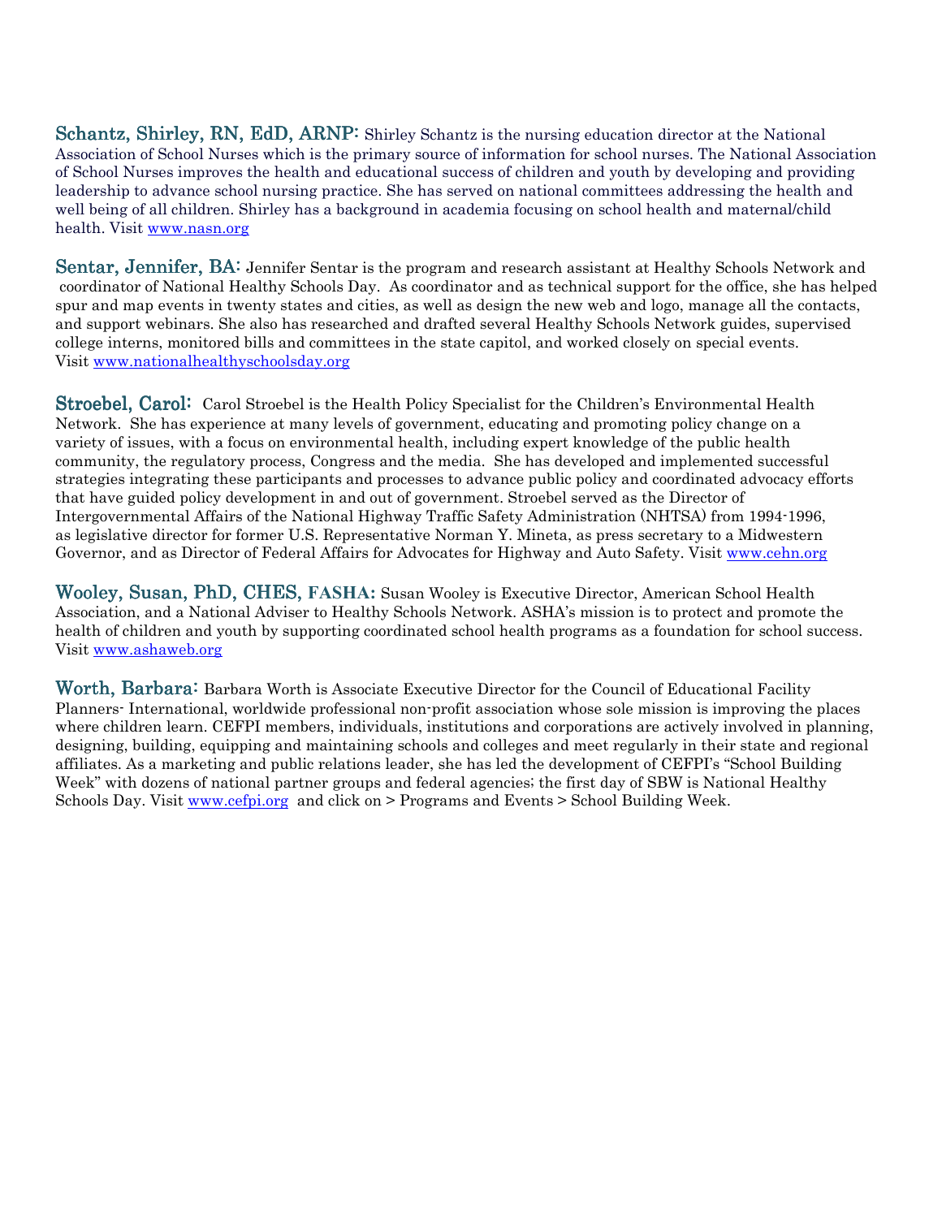**Schantz, Shirley, RN, EdD, ARNP:** Shirley Schantz is the nursing education director at the National Association of School Nurses which is the primary source of information for school nurses. The National Association of School Nurses improves the health and educational success of children and youth by developing and providing leadership to advance school nursing practice. She has served on national committees addressing the health and well being of all children. Shirley has a background in academia focusing on school health and maternal/child health. Visit www.nasn.org

**Sentar, Jennifer, BA:** Jennifer Sentar is the program and research assistant at Healthy Schools Network and coordinator of National Healthy Schools Day. As coordinator and as technical support for the office, she has helped spur and map events in twenty states and cities, as well as design the new web and logo, manage all the contacts, and support webinars. She also has researched and drafted several Healthy Schools Network guides, supervised college interns, monitored bills and committees in the state capitol, and worked closely on special events. Visit www.nationalhealthyschoolsday.org

**Stroebel, Carol:** Carol Stroebel is the Health Policy Specialist for the Children's Environmental Health Network. She has experience at many levels of government, educating and promoting policy change on a variety of issues, with a focus on environmental health, including expert knowledge of the public health community, the regulatory process, Congress and the media. She has developed and implemented successful strategies integrating these participants and processes to advance public policy and coordinated advocacy efforts that have guided policy development in and out of government. Stroebel served as the Director of Intergovernmental Affairs of the National Highway Traffic Safety Administration (NHTSA) from 1994-1996, as legislative director for former U.S. Representative Norman Y. Mineta, as press secretary to a Midwestern Governor, and as Director of Federal Affairs for Advocates for Highway and Auto Safety. Visit www.cehn.org

**Wooley, Susan, PhD, CHES, FASHA:** Susan Wooley is Executive Director, American School Health Association, and a National Adviser to Healthy Schools Network. ASHA's mission is to protect and promote the health of children and youth by supporting coordinated school health programs as a foundation for school success. Visit www.ashaweb.org

**Worth, Barbara:** Barbara Worth is Associate Executive Director for the Council of Educational Facility Planners- International, worldwide professional non-profit association whose sole mission is improving the places where children learn. CEFPI members, individuals, institutions and corporations are actively involved in planning, designing, building, equipping and maintaining schools and colleges and meet regularly in their state and regional affiliates. As a marketing and public relations leader, she has led the development of CEFPI's "School Building Week" with dozens of national partner groups and federal agencies; the first day of SBW is National Healthy Schools Day. Visit www.cefpi.org and click on > Programs and Events > School Building Week.